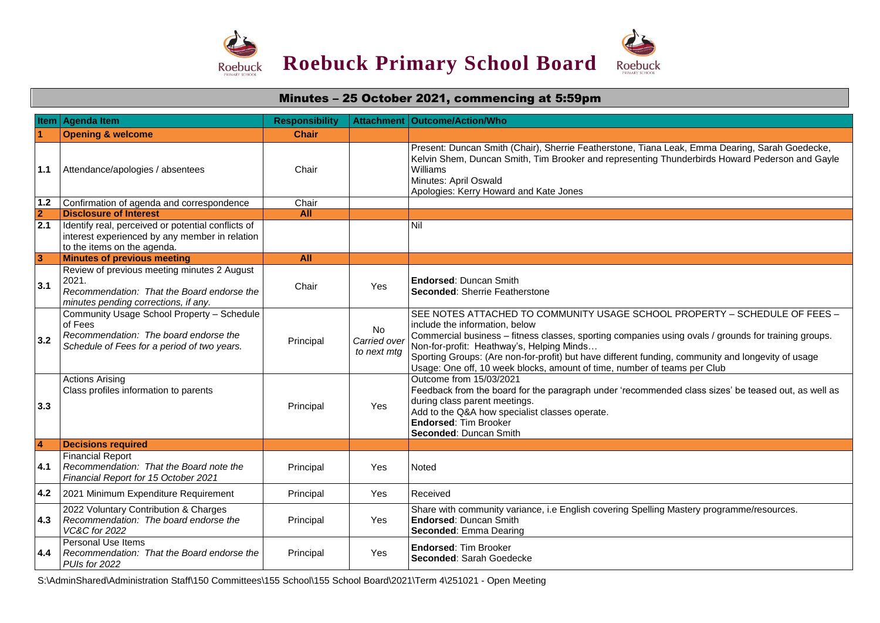# Roebuck Primary School Board

## Minutes – 25 October 2021, commencing at 5:59pm

| Item | Agenda Item | Responsibility | Attachment | Outcome/Action/Who |
|---|---|---|---|---|
| **1** | **Opening & welcome** | **Chair** | | |
| 1.1 | Attendance/apologies / absentees | Chair | | Present: Duncan Smith (Chair), Sherrie Featherstone, Tiana Leak, Emma Dearing, Sarah Goedecke, Kelvin Shem, Duncan Smith, Tim Brooker and representing Thunderbirds Howard Pederson and Gayle Williams<br>Minutes: April Oswald<br>Apologies: Kerry Howard and Kate Jones |
| 1.2 | Confirmation of agenda and correspondence | Chair | | |
| **2** | **Disclosure of Interest** | **All** | | |
| 2.1 | Identify real, perceived or potential conflicts of interest experienced by any member in relation to the items on the agenda. | | | Nil |
| **3** | **Minutes of previous meeting** | **All** | | |
| 3.1 | Review of previous meeting minutes 2 August 2021.<br>*Recommendation: That the Board endorse the minutes pending corrections, if any.* | Chair | Yes | **Endorsed**: Duncan Smith<br>**Seconded**: Sherrie Featherstone |
| 3.2 | Community Usage School Property – Schedule of Fees<br>*Recommendation: The board endorse the Schedule of Fees for a period of two years.* | Principal | No<br>*Carried over to next mtg* | SEE NOTES ATTACHED TO COMMUNITY USAGE SCHOOL PROPERTY – SCHEDULE OF FEES – include the information, below<br>Commercial business – fitness classes, sporting companies using ovals / grounds for training groups.<br>Non-for-profit: Heathway's, Helping Minds…<br>Sporting Groups: (Are non-for-profit) but have different funding, community and longevity of usage<br>Usage: One off, 10 week blocks, amount of time, number of teams per Club |
| 3.3 | Actions Arising<br>Class profiles information to parents | Principal | Yes | Outcome from 15/03/2021<br>Feedback from the board for the paragraph under 'recommended class sizes' be teased out, as well as during class parent meetings.<br>Add to the Q&A how specialist classes operate.<br>**Endorsed**: Tim Brooker<br>**Seconded**: Duncan Smith |
| **4** | **Decisions required** | | | |
| 4.1 | Financial Report<br>*Recommendation: That the Board note the Financial Report for 15 October 2021* | Principal | Yes | Noted |
| 4.2 | 2021 Minimum Expenditure Requirement | Principal | Yes | Received |
| 4.3 | 2022 Voluntary Contribution & Charges<br>*Recommendation: The board endorse the VC&C for 2022* | Principal | Yes | Share with community variance, i.e English covering Spelling Mastery programme/resources.<br>**Endorsed**: Duncan Smith<br>**Seconded**: Emma Dearing |
| 4.4 | Personal Use Items<br>*Recommendation: That the Board endorse the PUIs for 2022* | Principal | Yes | **Endorsed**: Tim Brooker<br>**Seconded**: Sarah Goedecke |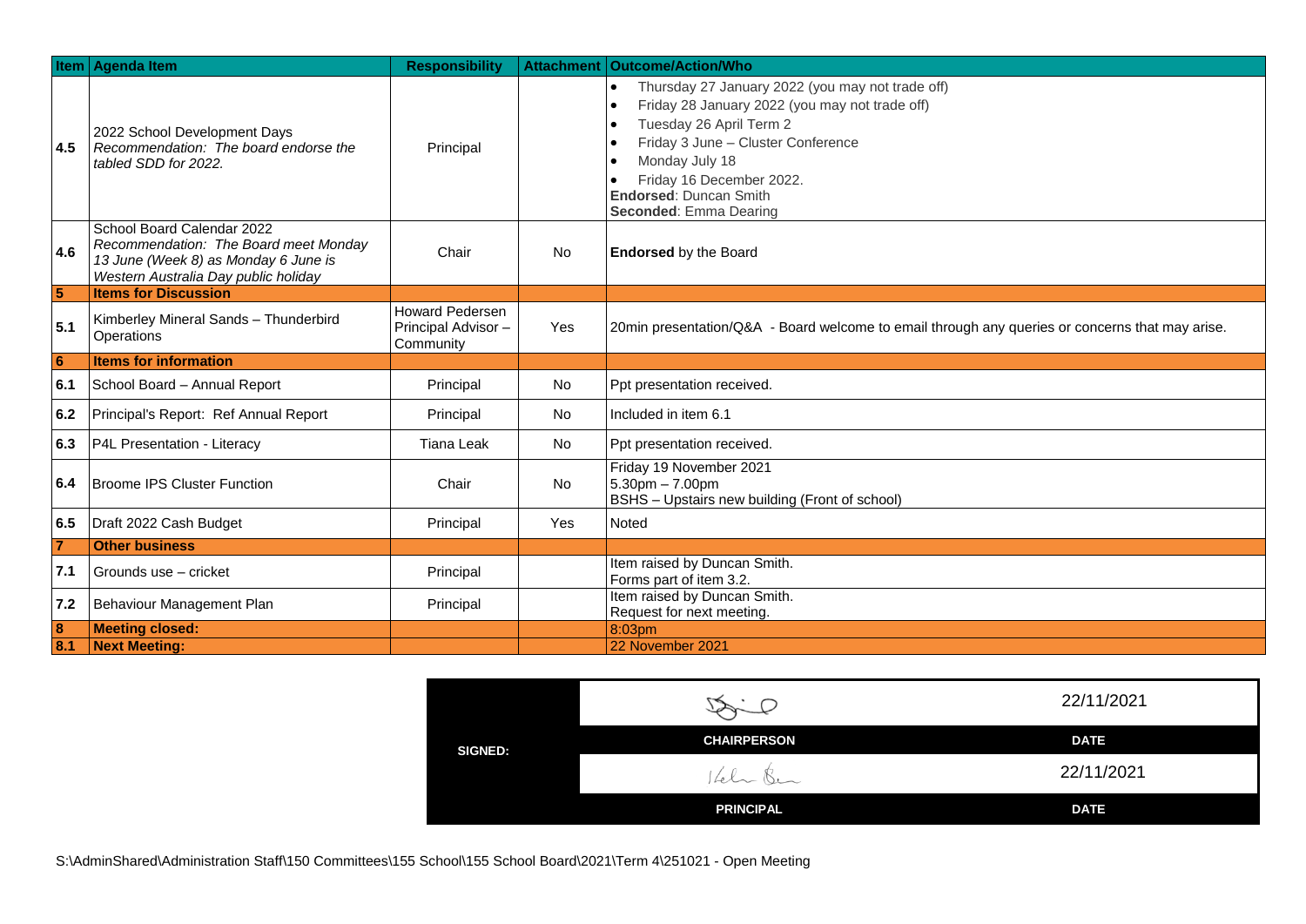| Item | Agenda Item | Responsibility | Attachment | Outcome/Action/Who |
|---|---|---|---|---|
| 4.5 | 2022 School Development Days<br>*Recommendation: The board endorse the tabled SDD for 2022.* | Principal | | • Thursday 27 January 2022 (you may not trade off)<br>• Friday 28 January 2022 (you may not trade off)<br>• Tuesday 26 April Term 2<br>• Friday 3 June – Cluster Conference<br>• Monday July 18<br>• Friday 16 December 2022.<br>**Endorsed**: Duncan Smith<br>**Seconded**: Emma Dearing |
| 4.6 | School Board Calendar 2022<br>*Recommendation: The Board meet Monday 13 June (Week 8) as Monday 6 June is Western Australia Day public holiday* | Chair | No | **Endorsed** by the Board |
| **5** | **Items for Discussion** | | | |
| 5.1 | Kimberley Mineral Sands – Thunderbird Operations | Howard Pedersen Principal Advisor – Community | Yes | 20min presentation/Q&A - Board welcome to email through any queries or concerns that may arise. |
| **6** | **Items for information** | | | |
| 6.1 | School Board – Annual Report | Principal | No | Ppt presentation received. |
| 6.2 | Principal's Report: Ref Annual Report | Principal | No | Included in item 6.1 |
| 6.3 | P4L Presentation - Literacy | Tiana Leak | No | Ppt presentation received. |
| 6.4 | Broome IPS Cluster Function | Chair | No | Friday 19 November 2021<br>5.30pm – 7.00pm<br>BSHS – Upstairs new building (Front of school) |
| 6.5 | Draft 2022 Cash Budget | Principal | Yes | Noted |
| **7** | **Other business** | | | |
| 7.1 | Grounds use – cricket | Principal | | Item raised by Duncan Smith.<br>Forms part of item 3.2. |
| 7.2 | Behaviour Management Plan | Principal | | Item raised by Duncan Smith.<br>Request for next meeting. |
| **8** | **Meeting closed:** | | | 8:03pm |
| **8.1** | **Next Meeting:** | | | 22 November 2021 |

| | | |
|---|---|---|
| **SIGNED:** | [signature] | 22/11/2021 |
| | **CHAIRPERSON** | **DATE** |
| | [signature] | 22/11/2021 |
| | **PRINCIPAL** | **DATE** |

S:\AdminShared\Administration Staff\150 Committees\155 School\155 School Board\2021\Term 4\251021 - Open Meeting